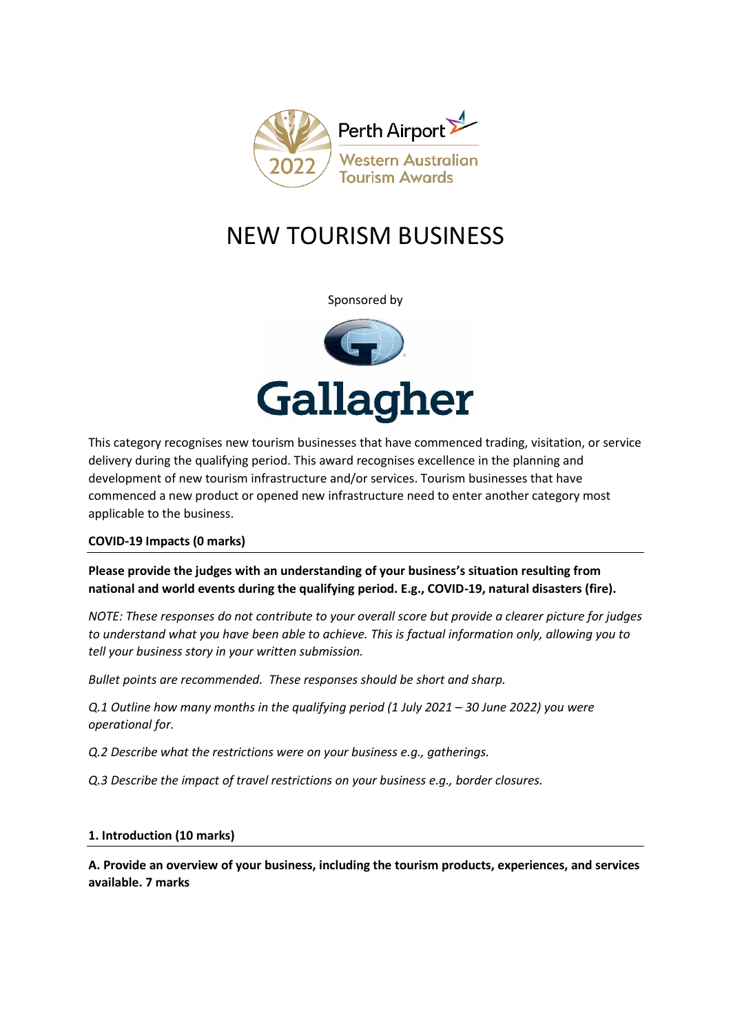Perth Airport
Western Australian Tourism Awards
2022

# NEW TOURISM BUSINESS

Sponsored by

Gallagher

This category recognises new tourism businesses that have commenced trading, visitation, or service delivery during the qualifying period. This award recognises excellence in the planning and development of new tourism infrastructure and/or services. Tourism businesses that have commenced a new product or opened new infrastructure need to enter another category most applicable to the business.

## COVID-19 Impacts (0 marks)

**Please provide the judges with an understanding of your business's situation resulting from national and world events during the qualifying period. E.g., COVID-19, natural disasters (fire).**

*NOTE: These responses do not contribute to your overall score but provide a clearer picture for judges to understand what you have been able to achieve. This is factual information only, allowing you to tell your business story in your written submission.*

*Bullet points are recommended. These responses should be short and sharp.*

*Q.1 Outline how many months in the qualifying period (1 July 2021 – 30 June 2022) you were operational for.*

*Q.2 Describe what the restrictions were on your business e.g., gatherings.*

*Q.3 Describe the impact of travel restrictions on your business e.g., border closures.*

## 1. Introduction (10 marks)

**A. Provide an overview of your business, including the tourism products, experiences, and services available. 7 marks**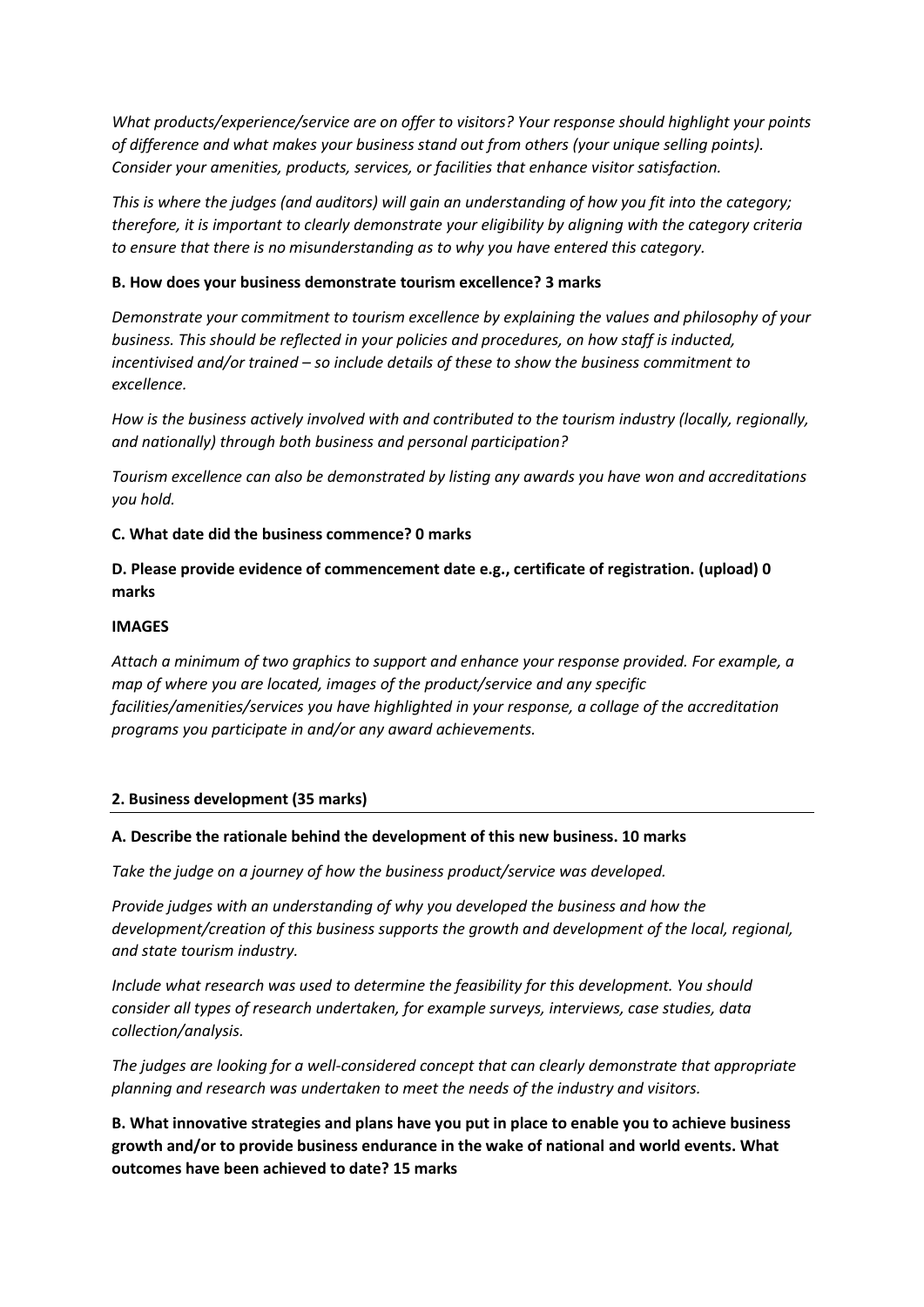*What products/experience/service are on offer to visitors? Your response should highlight your points of difference and what makes your business stand out from others (your unique selling points). Consider your amenities, products, services, or facilities that enhance visitor satisfaction.*

*This is where the judges (and auditors) will gain an understanding of how you fit into the category; therefore, it is important to clearly demonstrate your eligibility by aligning with the category criteria to ensure that there is no misunderstanding as to why you have entered this category.*

**B. How does your business demonstrate tourism excellence? 3 marks**

*Demonstrate your commitment to tourism excellence by explaining the values and philosophy of your business. This should be reflected in your policies and procedures, on how staff is inducted, incentivised and/or trained – so include details of these to show the business commitment to excellence.*

*How is the business actively involved with and contributed to the tourism industry (locally, regionally, and nationally) through both business and personal participation?*

*Tourism excellence can also be demonstrated by listing any awards you have won and accreditations you hold.*

**C. What date did the business commence? 0 marks**

**D. Please provide evidence of commencement date e.g., certificate of registration. (upload) 0 marks**

**IMAGES**

*Attach a minimum of two graphics to support and enhance your response provided. For example, a map of where you are located, images of the product/service and any specific facilities/amenities/services you have highlighted in your response, a collage of the accreditation programs you participate in and/or any award achievements.*

## 2. Business development (35 marks)

**A. Describe the rationale behind the development of this new business. 10 marks**

*Take the judge on a journey of how the business product/service was developed.*

*Provide judges with an understanding of why you developed the business and how the development/creation of this business supports the growth and development of the local, regional, and state tourism industry.*

*Include what research was used to determine the feasibility for this development. You should consider all types of research undertaken, for example surveys, interviews, case studies, data collection/analysis.*

*The judges are looking for a well-considered concept that can clearly demonstrate that appropriate planning and research was undertaken to meet the needs of the industry and visitors.*

**B. What innovative strategies and plans have you put in place to enable you to achieve business growth and/or to provide business endurance in the wake of national and world events. What outcomes have been achieved to date? 15 marks**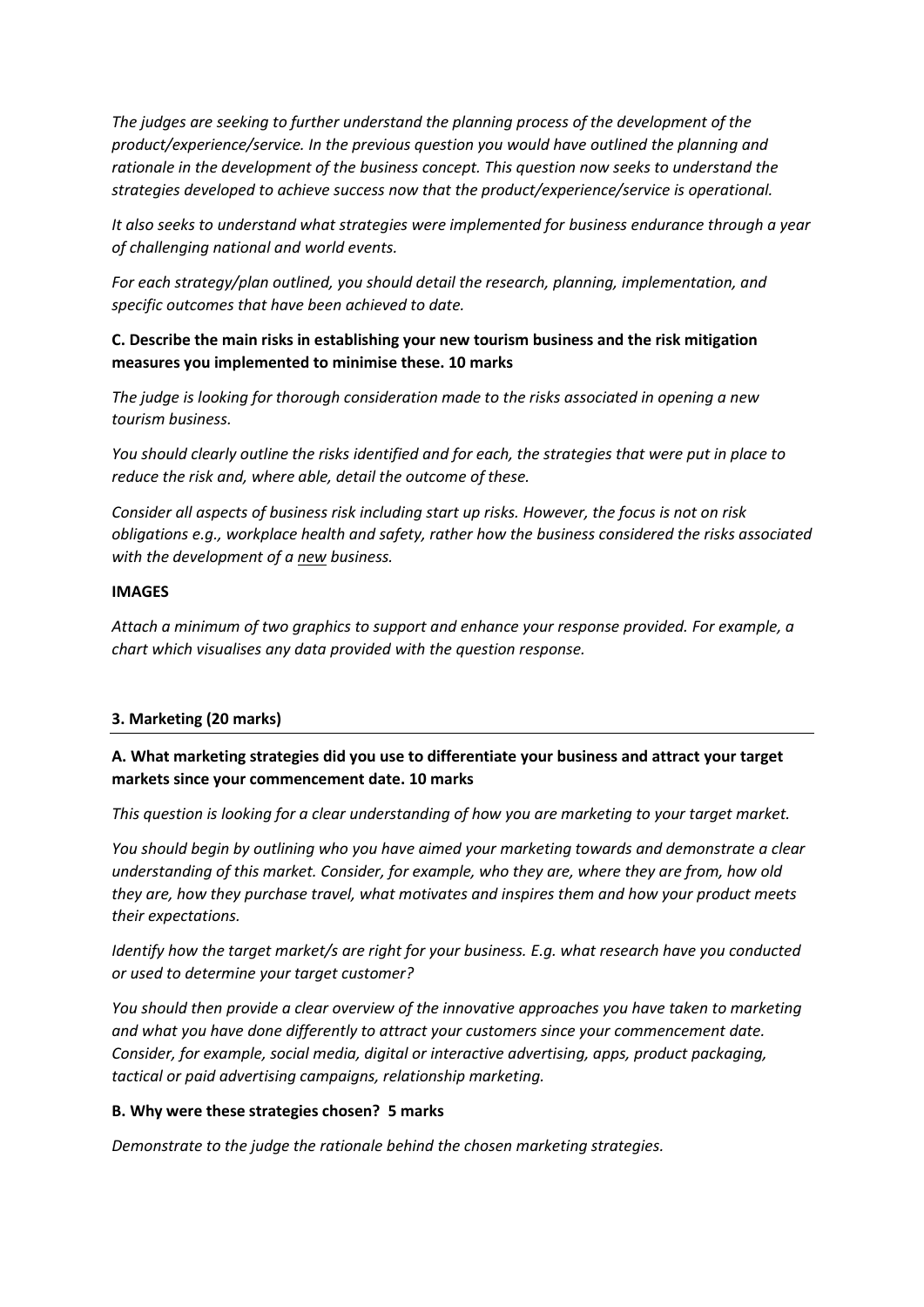*The judges are seeking to further understand the planning process of the development of the product/experience/service. In the previous question you would have outlined the planning and rationale in the development of the business concept. This question now seeks to understand the strategies developed to achieve success now that the product/experience/service is operational.*

*It also seeks to understand what strategies were implemented for business endurance through a year of challenging national and world events.*

*For each strategy/plan outlined, you should detail the research, planning, implementation, and specific outcomes that have been achieved to date.*

**C. Describe the main risks in establishing your new tourism business and the risk mitigation measures you implemented to minimise these. 10 marks**

*The judge is looking for thorough consideration made to the risks associated in opening a new tourism business.*

*You should clearly outline the risks identified and for each, the strategies that were put in place to reduce the risk and, where able, detail the outcome of these.*

*Consider all aspects of business risk including start up risks. However, the focus is not on risk obligations e.g., workplace health and safety, rather how the business considered the risks associated with the development of a new business.*

**IMAGES**

*Attach a minimum of two graphics to support and enhance your response provided. For example, a chart which visualises any data provided with the question response.*

### 3. Marketing (20 marks)

**A. What marketing strategies did you use to differentiate your business and attract your target markets since your commencement date. 10 marks**

*This question is looking for a clear understanding of how you are marketing to your target market.*

*You should begin by outlining who you have aimed your marketing towards and demonstrate a clear understanding of this market. Consider, for example, who they are, where they are from, how old they are, how they purchase travel, what motivates and inspires them and how your product meets their expectations.*

*Identify how the target market/s are right for your business. E.g. what research have you conducted or used to determine your target customer?*

*You should then provide a clear overview of the innovative approaches you have taken to marketing and what you have done differently to attract your customers since your commencement date. Consider, for example, social media, digital or interactive advertising, apps, product packaging, tactical or paid advertising campaigns, relationship marketing.*

**B. Why were these strategies chosen? 5 marks**

*Demonstrate to the judge the rationale behind the chosen marketing strategies.*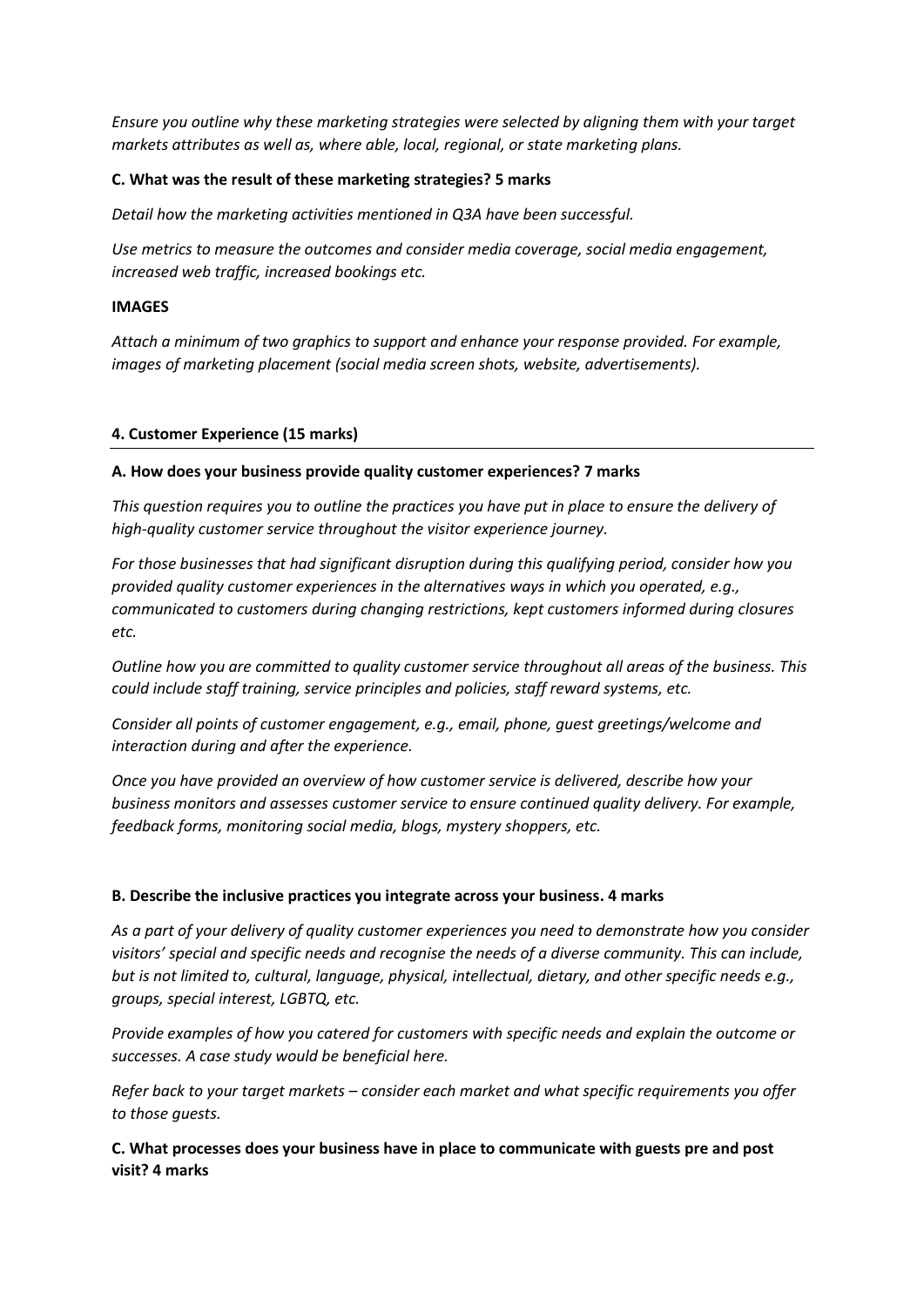*Ensure you outline why these marketing strategies were selected by aligning them with your target markets attributes as well as, where able, local, regional, or state marketing plans.*

**C. What was the result of these marketing strategies? 5 marks**

*Detail how the marketing activities mentioned in Q3A have been successful.*

*Use metrics to measure the outcomes and consider media coverage, social media engagement, increased web traffic, increased bookings etc.*

**IMAGES**

*Attach a minimum of two graphics to support and enhance your response provided. For example, images of marketing placement (social media screen shots, website, advertisements).*

**4. Customer Experience (15 marks)**

**A. How does your business provide quality customer experiences? 7 marks**

*This question requires you to outline the practices you have put in place to ensure the delivery of high-quality customer service throughout the visitor experience journey.*

*For those businesses that had significant disruption during this qualifying period, consider how you provided quality customer experiences in the alternatives ways in which you operated, e.g., communicated to customers during changing restrictions, kept customers informed during closures etc.*

*Outline how you are committed to quality customer service throughout all areas of the business. This could include staff training, service principles and policies, staff reward systems, etc.*

*Consider all points of customer engagement, e.g., email, phone, guest greetings/welcome and interaction during and after the experience.*

*Once you have provided an overview of how customer service is delivered, describe how your business monitors and assesses customer service to ensure continued quality delivery. For example, feedback forms, monitoring social media, blogs, mystery shoppers, etc.*

**B. Describe the inclusive practices you integrate across your business. 4 marks**

*As a part of your delivery of quality customer experiences you need to demonstrate how you consider visitors' special and specific needs and recognise the needs of a diverse community. This can include, but is not limited to, cultural, language, physical, intellectual, dietary, and other specific needs e.g., groups, special interest, LGBTQ, etc.*

*Provide examples of how you catered for customers with specific needs and explain the outcome or successes. A case study would be beneficial here.*

*Refer back to your target markets – consider each market and what specific requirements you offer to those guests.*

**C. What processes does your business have in place to communicate with guests pre and post visit? 4 marks**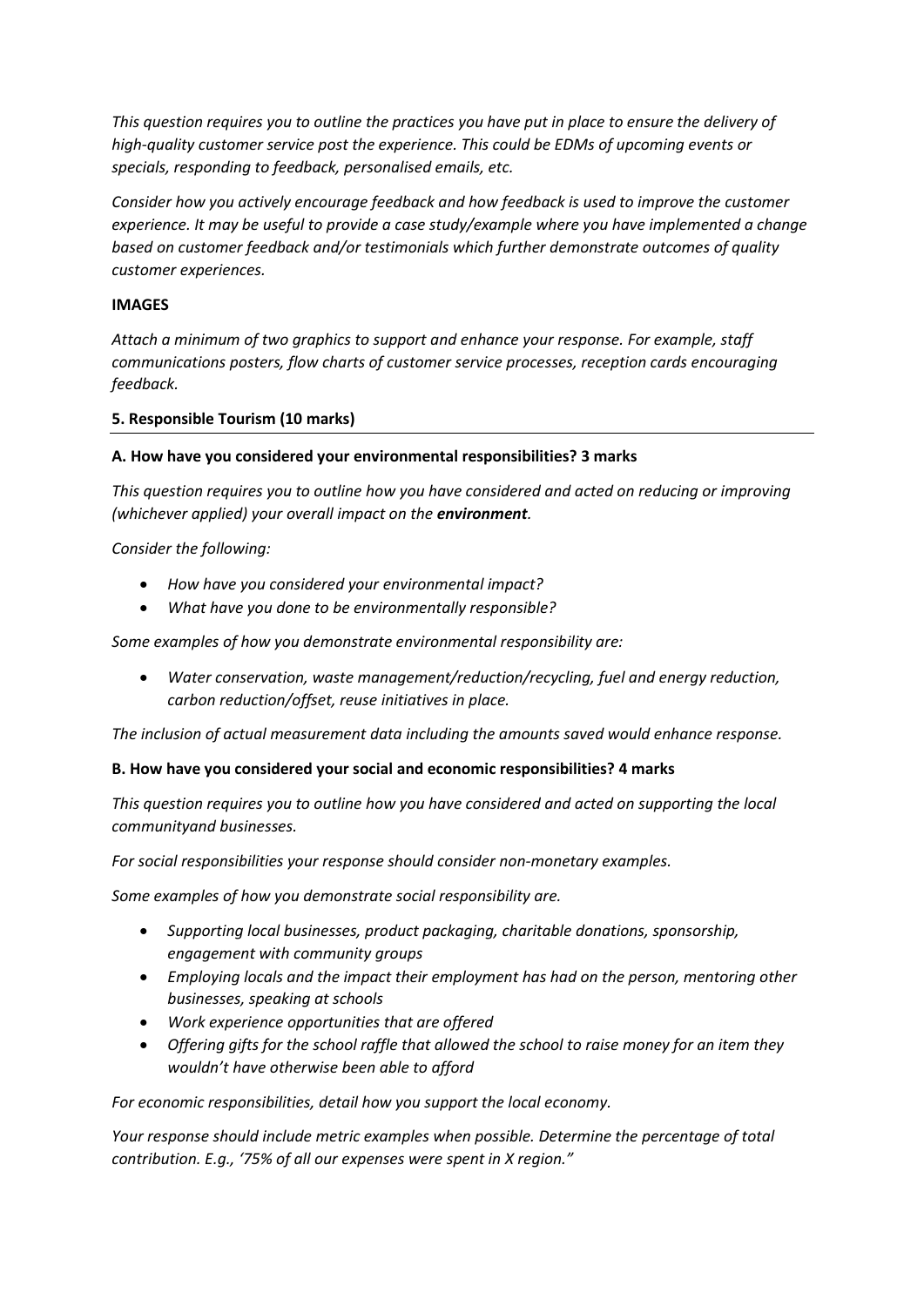*This question requires you to outline the practices you have put in place to ensure the delivery of high-quality customer service post the experience. This could be EDMs of upcoming events or specials, responding to feedback, personalised emails, etc.*

*Consider how you actively encourage feedback and how feedback is used to improve the customer experience. It may be useful to provide a case study/example where you have implemented a change based on customer feedback and/or testimonials which further demonstrate outcomes of quality customer experiences.*

**IMAGES**

*Attach a minimum of two graphics to support and enhance your response. For example, staff communications posters, flow charts of customer service processes, reception cards encouraging feedback.*

**5. Responsible Tourism (10 marks)**

---

**A. How have you considered your environmental responsibilities? 3 marks**

*This question requires you to outline how you have considered and acted on reducing or improving (whichever applied) your overall impact on the **environment**.*

*Consider the following:*

- *How have you considered your environmental impact?*
- *What have you done to be environmentally responsible?*

*Some examples of how you demonstrate environmental responsibility are:*

- *Water conservation, waste management/reduction/recycling, fuel and energy reduction, carbon reduction/offset, reuse initiatives in place.*

*The inclusion of actual measurement data including the amounts saved would enhance response.*

**B. How have you considered your social and economic responsibilities? 4 marks**

*This question requires you to outline how you have considered and acted on supporting the local communityand businesses.*

*For social responsibilities your response should consider non-monetary examples.*

*Some examples of how you demonstrate social responsibility are.*

- *Supporting local businesses, product packaging, charitable donations, sponsorship, engagement with community groups*
- *Employing locals and the impact their employment has had on the person, mentoring other businesses, speaking at schools*
- *Work experience opportunities that are offered*
- *Offering gifts for the school raffle that allowed the school to raise money for an item they wouldn't have otherwise been able to afford*

*For economic responsibilities, detail how you support the local economy.*

*Your response should include metric examples when possible. Determine the percentage of total contribution. E.g., '75% of all our expenses were spent in X region."*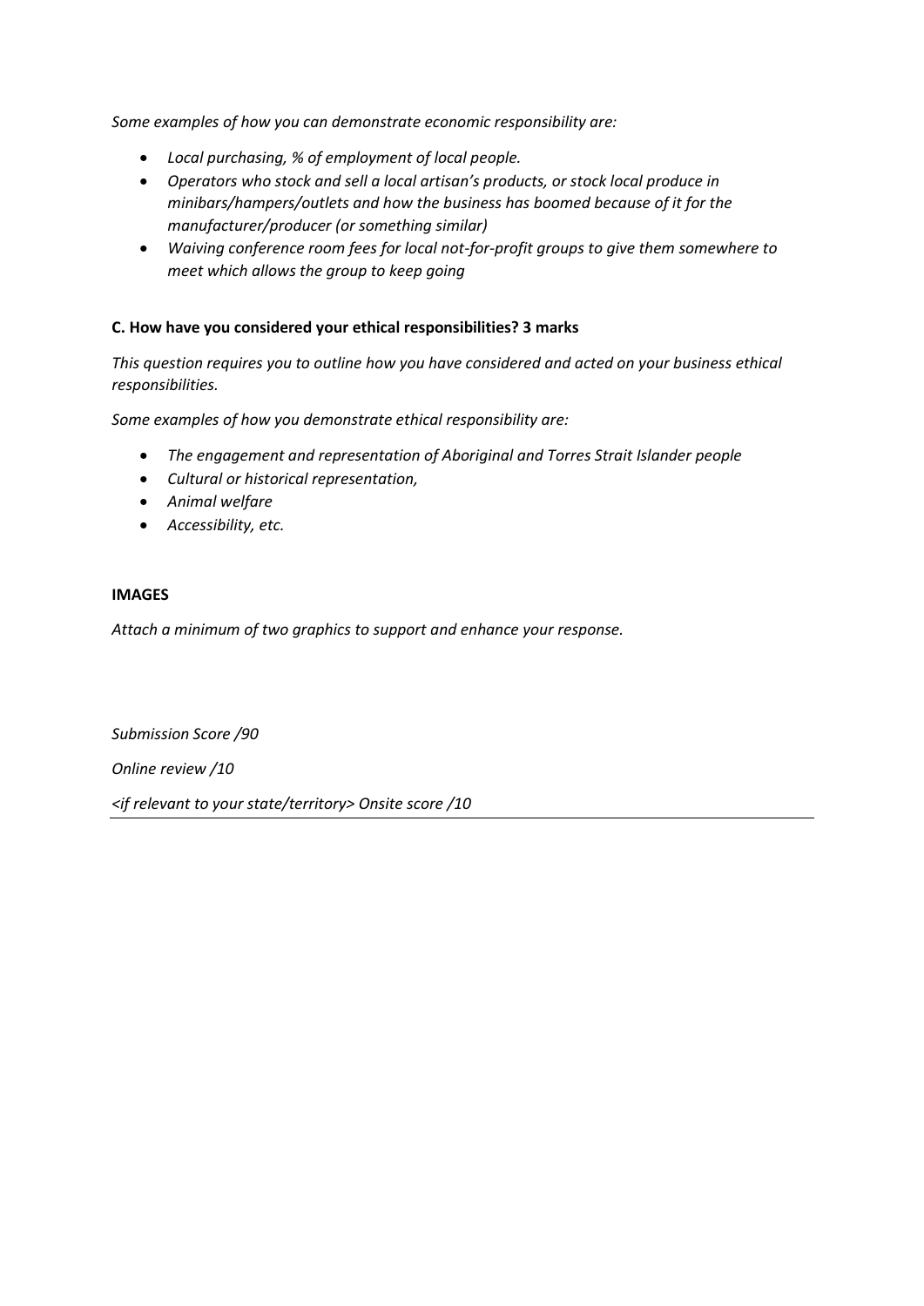*Some examples of how you can demonstrate economic responsibility are:*

- *Local purchasing, % of employment of local people.*
- *Operators who stock and sell a local artisan's products, or stock local produce in minibars/hampers/outlets and how the business has boomed because of it for the manufacturer/producer (or something similar)*
- *Waiving conference room fees for local not-for-profit groups to give them somewhere to meet which allows the group to keep going*

**C. How have you considered your ethical responsibilities? 3 marks**

*This question requires you to outline how you have considered and acted on your business ethical responsibilities.*

*Some examples of how you demonstrate ethical responsibility are:*

- *The engagement and representation of Aboriginal and Torres Strait Islander people*
- *Cultural or historical representation,*
- *Animal welfare*
- *Accessibility, etc.*

**IMAGES**

*Attach a minimum of two graphics to support and enhance your response.*

*Submission Score /90*

*Online review /10*

*<if relevant to your state/territory> Onsite score /10*